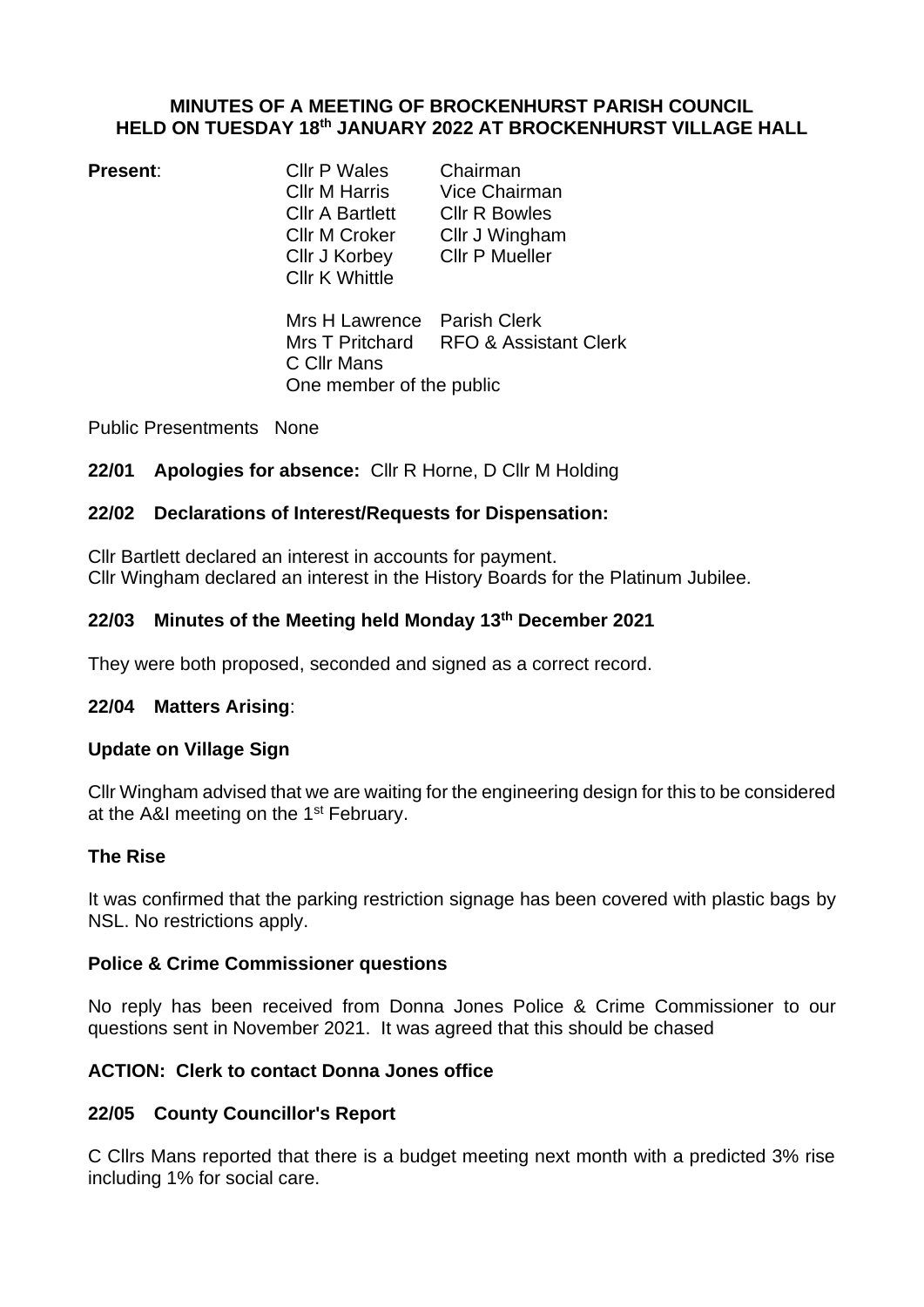**MINUTES OF A MEETING OF BROCKENHURST PARISH COUNCIL HELD ON TUESDAY 18th JANUARY 2022 AT BROCKENHURST VILLAGE HALL**

**Present**:

| | |
|---|---|
| Cllr P Wales | Chairman |
| Cllr M Harris | Vice Chairman |
| Cllr A Bartlett | Cllr R Bowles |
| Cllr M Croker | Cllr J Wingham |
| Cllr J Korbey | Cllr P Mueller |
| Cllr K Whittle | |
| | |
| Mrs H Lawrence | Parish Clerk |
| Mrs T Pritchard | RFO & Assistant Clerk |
| C Cllr Mans | |
| One member of the public | |

Public Presentments None

**22/01 Apologies for absence:** Cllr R Horne, D Cllr M Holding

**22/02 Declarations of Interest/Requests for Dispensation:**

Cllr Bartlett declared an interest in accounts for payment.
Cllr Wingham declared an interest in the History Boards for the Platinum Jubilee.

**22/03 Minutes of the Meeting held Monday 13th December 2021**

They were both proposed, seconded and signed as a correct record.

**22/04 Matters Arising**:

**Update on Village Sign**

Cllr Wingham advised that we are waiting for the engineering design for this to be considered at the A&I meeting on the 1st February.

**The Rise**

It was confirmed that the parking restriction signage has been covered with plastic bags by NSL. No restrictions apply.

**Police & Crime Commissioner questions**

No reply has been received from Donna Jones Police & Crime Commissioner to our questions sent in November 2021. It was agreed that this should be chased

**ACTION: Clerk to contact Donna Jones office**

**22/05 County Councillor's Report**

C Cllrs Mans reported that there is a budget meeting next month with a predicted 3% rise including 1% for social care.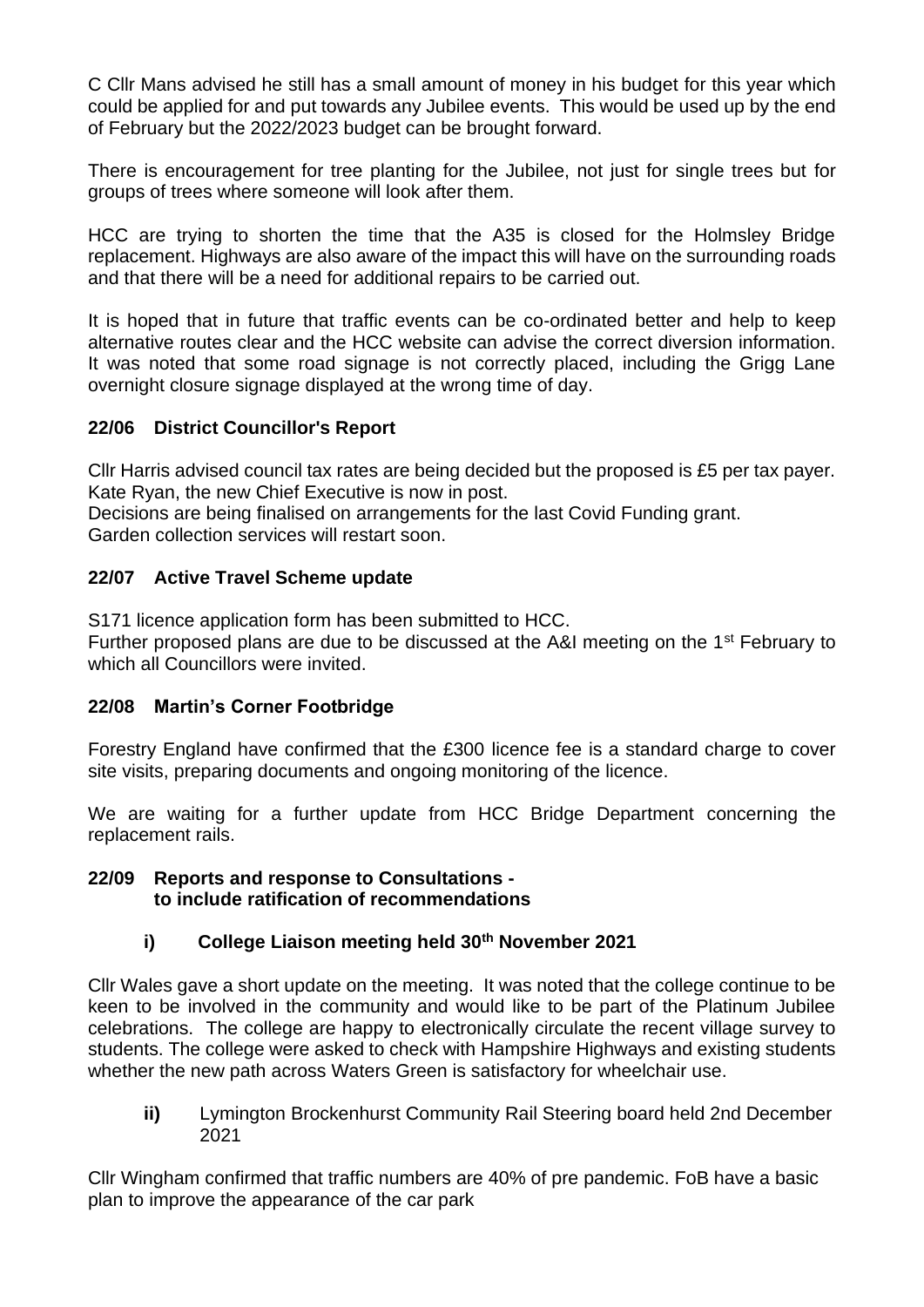C Cllr Mans advised he still has a small amount of money in his budget for this year which could be applied for and put towards any Jubilee events. This would be used up by the end of February but the 2022/2023 budget can be brought forward.

There is encouragement for tree planting for the Jubilee, not just for single trees but for groups of trees where someone will look after them.

HCC are trying to shorten the time that the A35 is closed for the Holmsley Bridge replacement. Highways are also aware of the impact this will have on the surrounding roads and that there will be a need for additional repairs to be carried out.

It is hoped that in future that traffic events can be co-ordinated better and help to keep alternative routes clear and the HCC website can advise the correct diversion information. It was noted that some road signage is not correctly placed, including the Grigg Lane overnight closure signage displayed at the wrong time of day.

### 22/06 District Councillor's Report

Cllr Harris advised council tax rates are being decided but the proposed is £5 per tax payer. Kate Ryan, the new Chief Executive is now in post.
Decisions are being finalised on arrangements for the last Covid Funding grant.
Garden collection services will restart soon.

### 22/07 Active Travel Scheme update

S171 licence application form has been submitted to HCC.
Further proposed plans are due to be discussed at the A&I meeting on the 1st February to which all Councillors were invited.

### 22/08 Martin's Corner Footbridge

Forestry England have confirmed that the £300 licence fee is a standard charge to cover site visits, preparing documents and ongoing monitoring of the licence.

We are waiting for a further update from HCC Bridge Department concerning the replacement rails.

### 22/09 Reports and response to Consultations - to include ratification of recommendations

#### i) College Liaison meeting held 30th November 2021

Cllr Wales gave a short update on the meeting. It was noted that the college continue to be keen to be involved in the community and would like to be part of the Platinum Jubilee celebrations. The college are happy to electronically circulate the recent village survey to students. The college were asked to check with Hampshire Highways and existing students whether the new path across Waters Green is satisfactory for wheelchair use.

**ii)** Lymington Brockenhurst Community Rail Steering board held 2nd December 2021

Cllr Wingham confirmed that traffic numbers are 40% of pre pandemic. FoB have a basic plan to improve the appearance of the car park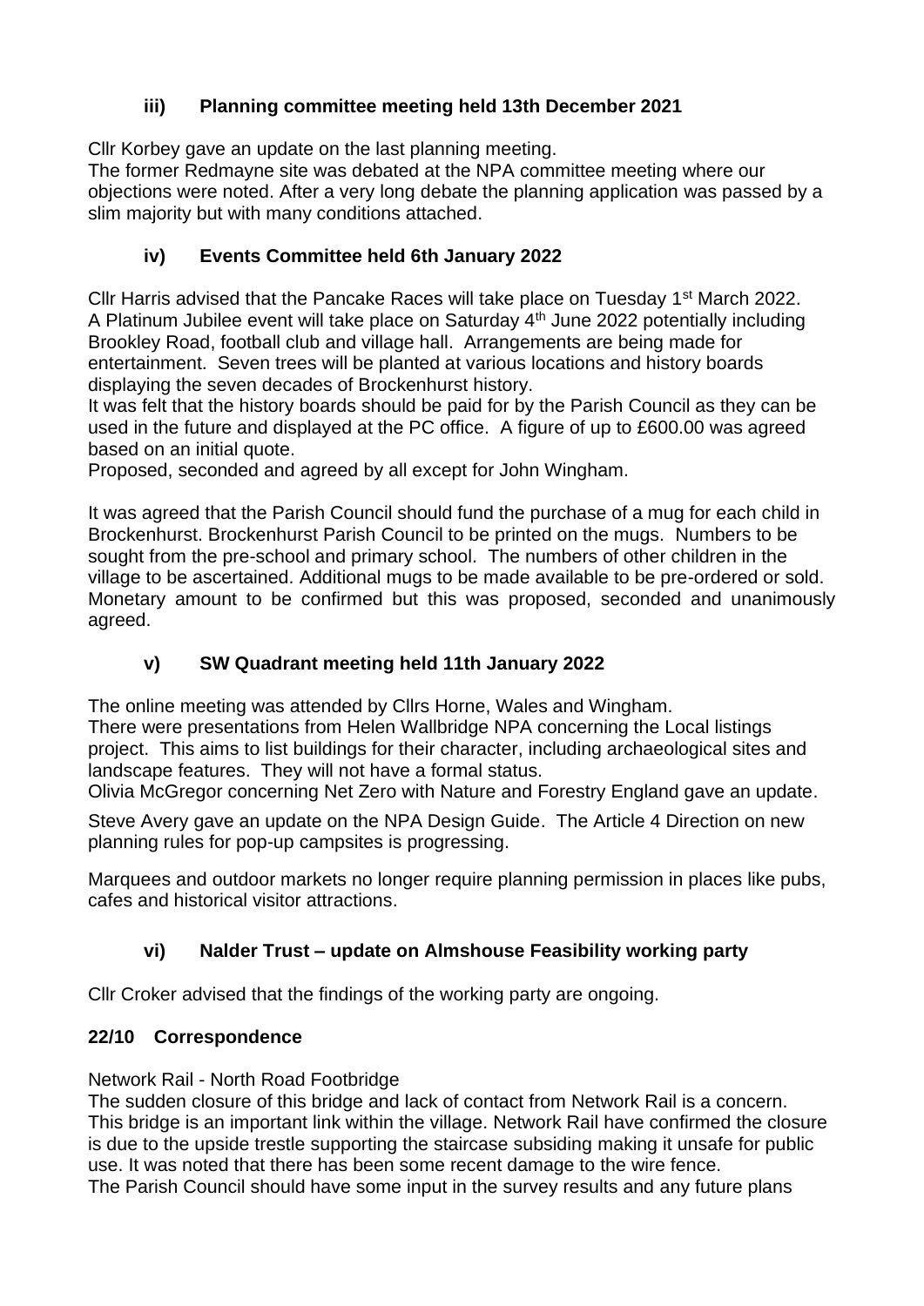### iii) Planning committee meeting held 13th December 2021

Cllr Korbey gave an update on the last planning meeting.
The former Redmayne site was debated at the NPA committee meeting where our objections were noted. After a very long debate the planning application was passed by a slim majority but with many conditions attached.

### iv) Events Committee held 6th January 2022

Cllr Harris advised that the Pancake Races will take place on Tuesday 1st March 2022. A Platinum Jubilee event will take place on Saturday 4th June 2022 potentially including Brookley Road, football club and village hall. Arrangements are being made for entertainment. Seven trees will be planted at various locations and history boards displaying the seven decades of Brockenhurst history.
It was felt that the history boards should be paid for by the Parish Council as they can be used in the future and displayed at the PC office. A figure of up to £600.00 was agreed based on an initial quote.
Proposed, seconded and agreed by all except for John Wingham.

It was agreed that the Parish Council should fund the purchase of a mug for each child in Brockenhurst. Brockenhurst Parish Council to be printed on the mugs. Numbers to be sought from the pre-school and primary school. The numbers of other children in the village to be ascertained. Additional mugs to be made available to be pre-ordered or sold. Monetary amount to be confirmed but this was proposed, seconded and unanimously agreed.

### v) SW Quadrant meeting held 11th January 2022

The online meeting was attended by Cllrs Horne, Wales and Wingham.
There were presentations from Helen Wallbridge NPA concerning the Local listings project. This aims to list buildings for their character, including archaeological sites and landscape features. They will not have a formal status.
Olivia McGregor concerning Net Zero with Nature and Forestry England gave an update.

Steve Avery gave an update on the NPA Design Guide. The Article 4 Direction on new planning rules for pop-up campsites is progressing.

Marquees and outdoor markets no longer require planning permission in places like pubs, cafes and historical visitor attractions.

### vi) Nalder Trust – update on Almshouse Feasibility working party

Cllr Croker advised that the findings of the working party are ongoing.

### 22/10 Correspondence

Network Rail - North Road Footbridge
The sudden closure of this bridge and lack of contact from Network Rail is a concern. This bridge is an important link within the village. Network Rail have confirmed the closure is due to the upside trestle supporting the staircase subsiding making it unsafe for public use. It was noted that there has been some recent damage to the wire fence.
The Parish Council should have some input in the survey results and any future plans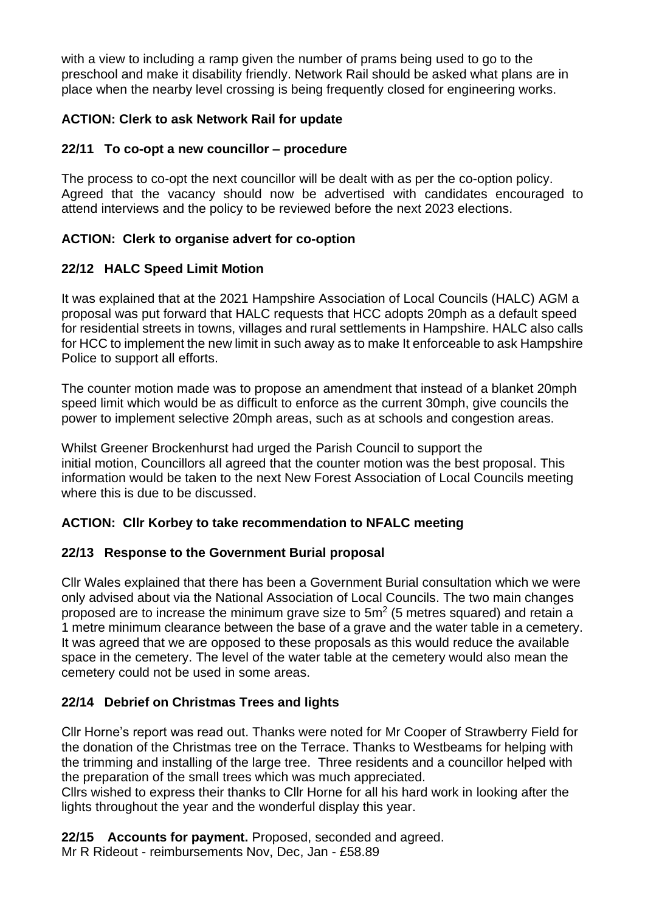with a view to including a ramp given the number of prams being used to go to the preschool and make it disability friendly. Network Rail should be asked what plans are in place when the nearby level crossing is being frequently closed for engineering works.

**ACTION: Clerk to ask Network Rail for update**

**22/11 To co-opt a new councillor – procedure**

The process to co-opt the next councillor will be dealt with as per the co-option policy. Agreed that the vacancy should now be advertised with candidates encouraged to attend interviews and the policy to be reviewed before the next 2023 elections.

**ACTION: Clerk to organise advert for co-option**

**22/12 HALC Speed Limit Motion**

It was explained that at the 2021 Hampshire Association of Local Councils (HALC) AGM a proposal was put forward that HALC requests that HCC adopts 20mph as a default speed for residential streets in towns, villages and rural settlements in Hampshire. HALC also calls for HCC to implement the new limit in such away as to make It enforceable to ask Hampshire Police to support all efforts.

The counter motion made was to propose an amendment that instead of a blanket 20mph speed limit which would be as difficult to enforce as the current 30mph, give councils the power to implement selective 20mph areas, such as at schools and congestion areas.

Whilst Greener Brockenhurst had urged the Parish Council to support the initial motion, Councillors all agreed that the counter motion was the best proposal. This information would be taken to the next New Forest Association of Local Councils meeting where this is due to be discussed.

**ACTION: Cllr Korbey to take recommendation to NFALC meeting**

**22/13 Response to the Government Burial proposal**

Cllr Wales explained that there has been a Government Burial consultation which we were only advised about via the National Association of Local Councils. The two main changes proposed are to increase the minimum grave size to $5m^2$ (5 metres squared) and retain a 1 metre minimum clearance between the base of a grave and the water table in a cemetery. It was agreed that we are opposed to these proposals as this would reduce the available space in the cemetery. The level of the water table at the cemetery would also mean the cemetery could not be used in some areas.

**22/14 Debrief on Christmas Trees and lights**

Cllr Horne's report was read out. Thanks were noted for Mr Cooper of Strawberry Field for the donation of the Christmas tree on the Terrace. Thanks to Westbeams for helping with the trimming and installing of the large tree. Three residents and a councillor helped with the preparation of the small trees which was much appreciated.
Cllrs wished to express their thanks to Cllr Horne for all his hard work in looking after the lights throughout the year and the wonderful display this year.

**22/15 Accounts for payment.** Proposed, seconded and agreed.
Mr R Rideout - reimbursements Nov, Dec, Jan - £58.89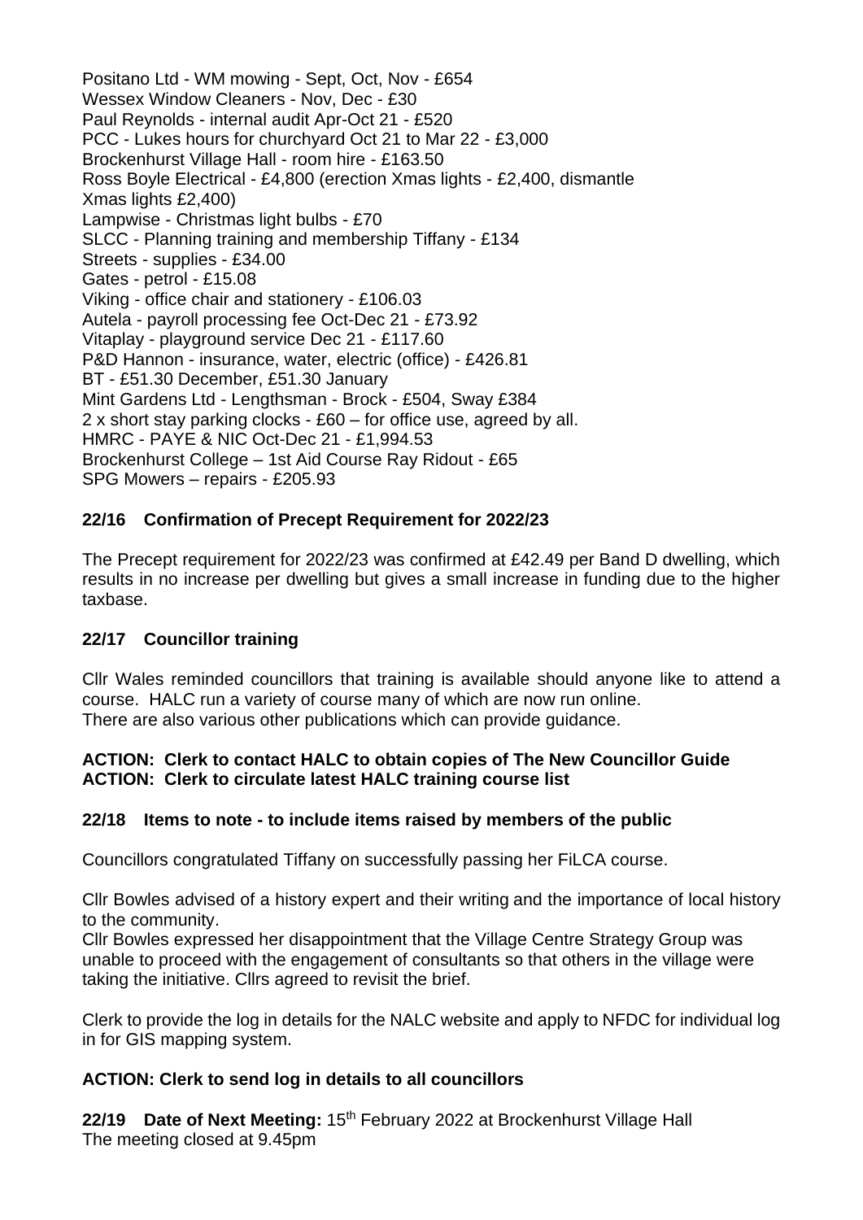Positano Ltd - WM mowing - Sept, Oct, Nov - £654
Wessex Window Cleaners - Nov, Dec - £30
Paul Reynolds - internal audit Apr-Oct 21 - £520
PCC - Lukes hours for churchyard Oct 21 to Mar 22 - £3,000
Brockenhurst Village Hall - room hire - £163.50
Ross Boyle Electrical - £4,800 (erection Xmas lights - £2,400, dismantle Xmas lights £2,400)
Lampwise - Christmas light bulbs - £70
SLCC - Planning training and membership Tiffany - £134
Streets - supplies - £34.00
Gates - petrol - £15.08
Viking - office chair and stationery - £106.03
Autela - payroll processing fee Oct-Dec 21 - £73.92
Vitaplay - playground service Dec 21 - £117.60
P&D Hannon - insurance, water, electric (office) - £426.81
BT - £51.30 December, £51.30 January
Mint Gardens Ltd - Lengthsman - Brock - £504, Sway £384
2 x short stay parking clocks - £60 – for office use, agreed by all.
HMRC - PAYE & NIC Oct-Dec 21 - £1,994.53
Brockenhurst College – 1st Aid Course Ray Ridout - £65
SPG Mowers – repairs - £205.93

**22/16 Confirmation of Precept Requirement for 2022/23**

The Precept requirement for 2022/23 was confirmed at £42.49 per Band D dwelling, which results in no increase per dwelling but gives a small increase in funding due to the higher taxbase.

**22/17 Councillor training**

Cllr Wales reminded councillors that training is available should anyone like to attend a course. HALC run a variety of course many of which are now run online.
There are also various other publications which can provide guidance.

**ACTION: Clerk to contact HALC to obtain copies of The New Councillor Guide**
**ACTION: Clerk to circulate latest HALC training course list**

**22/18 Items to note - to include items raised by members of the public**

Councillors congratulated Tiffany on successfully passing her FiLCA course.

Cllr Bowles advised of a history expert and their writing and the importance of local history to the community.
Cllr Bowles expressed her disappointment that the Village Centre Strategy Group was unable to proceed with the engagement of consultants so that others in the village were taking the initiative. Cllrs agreed to revisit the brief.

Clerk to provide the log in details for the NALC website and apply to NFDC for individual log in for GIS mapping system.

**ACTION: Clerk to send log in details to all councillors**

**22/19 Date of Next Meeting:** 15th February 2022 at Brockenhurst Village Hall
The meeting closed at 9.45pm